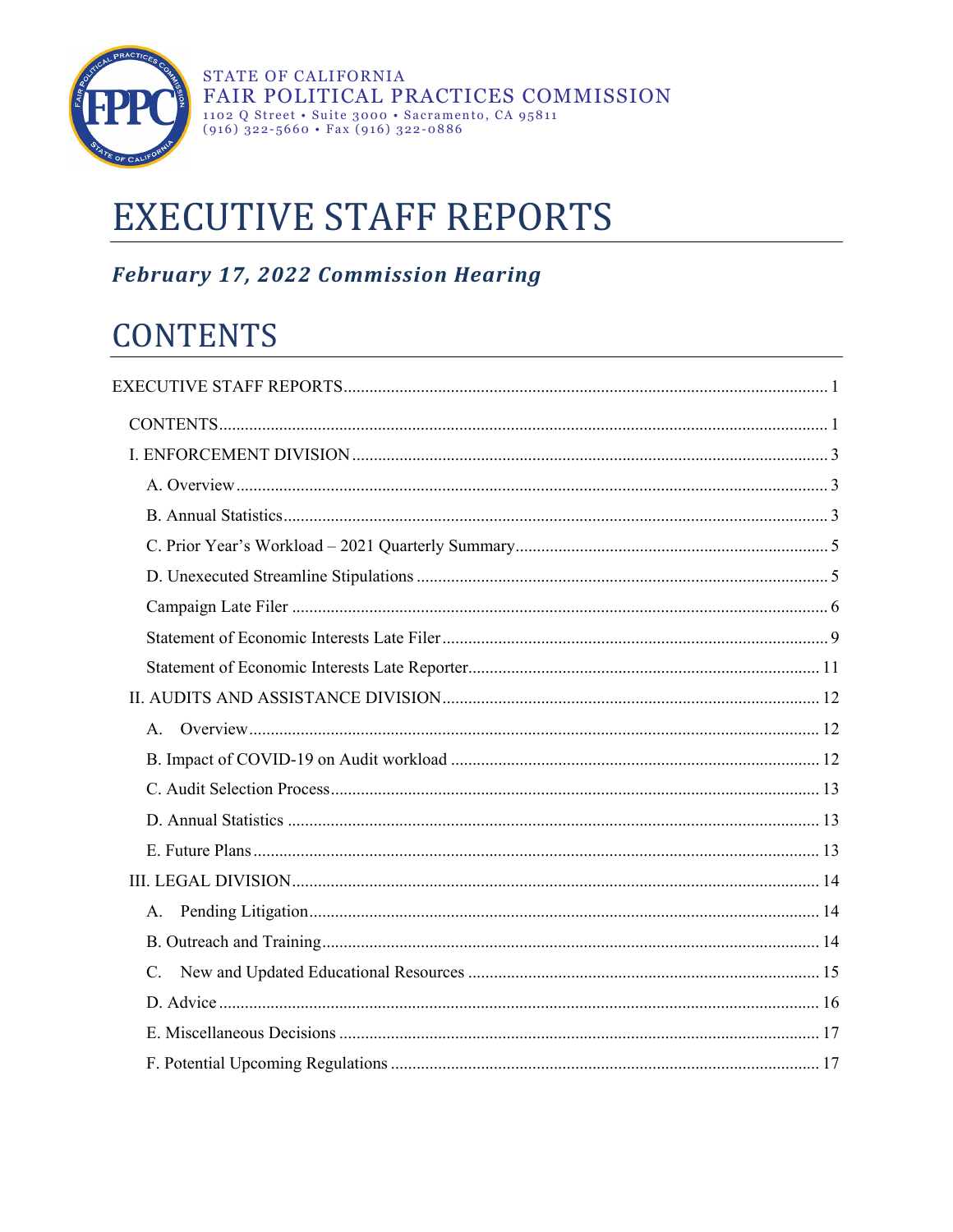STATE OF CALIFORNIA
FAIR POLITICAL PRACTICES COMMISSION
1102 Q Street • Suite 3000 • Sacramento, CA 95811
(916) 322-5660 • Fax (916) 322-0886

# EXECUTIVE STAFF REPORTS

### *February 17, 2022 Commission Hearing*

## CONTENTS

EXECUTIVE STAFF REPORTS ........................................................ 1

- CONTENTS ........................................................ 1
- I. ENFORCEMENT DIVISION ........................................................ 3
  - A. Overview ........................................................ 3
  - B. Annual Statistics ........................................................ 3
  - C. Prior Year's Workload – 2021 Quarterly Summary ........................................................ 5
  - D. Unexecuted Streamline Stipulations ........................................................ 5
  - Campaign Late Filer ........................................................ 6
  - Statement of Economic Interests Late Filer ........................................................ 9
  - Statement of Economic Interests Late Reporter ........................................................ 11
- II. AUDITS AND ASSISTANCE DIVISION ........................................................ 12
  - A. Overview ........................................................ 12
  - B. Impact of COVID-19 on Audit workload ........................................................ 12
  - C. Audit Selection Process ........................................................ 13
  - D. Annual Statistics ........................................................ 13
  - E. Future Plans ........................................................ 13
- III. LEGAL DIVISION ........................................................ 14
  - A. Pending Litigation ........................................................ 14
  - B. Outreach and Training ........................................................ 14
  - C. New and Updated Educational Resources ........................................................ 15
  - D. Advice ........................................................ 16
  - E. Miscellaneous Decisions ........................................................ 17
  - F. Potential Upcoming Regulations ........................................................ 17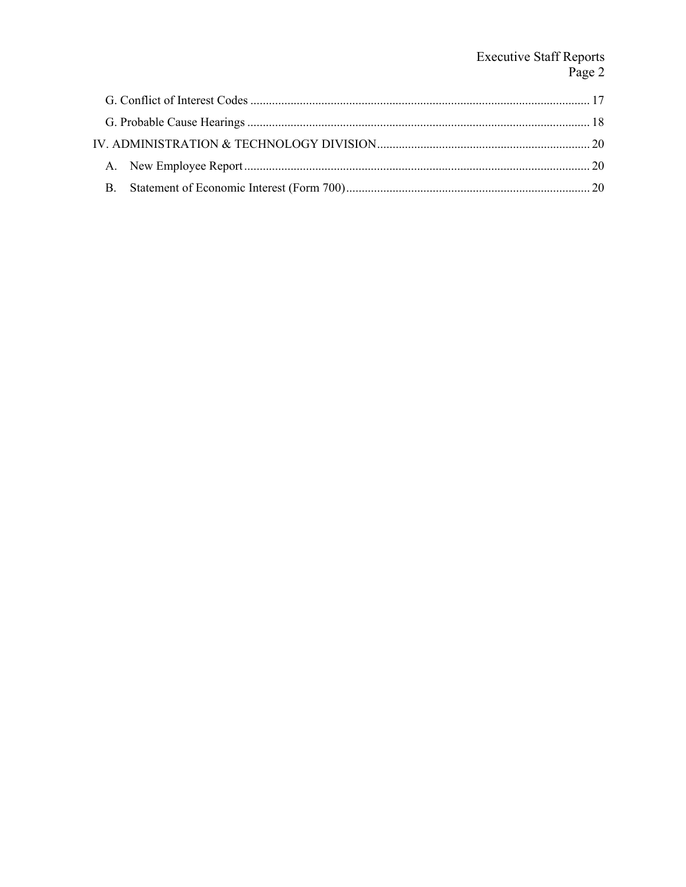G. Conflict of Interest Codes ............................................................................................................. 17

G. Probable Cause Hearings .............................................................................................................. 18

IV. ADMINISTRATION & TECHNOLOGY DIVISION ..................................................................... 20

A. New Employee Report ................................................................................................................ 20

B. Statement of Economic Interest (Form 700) ............................................................................... 20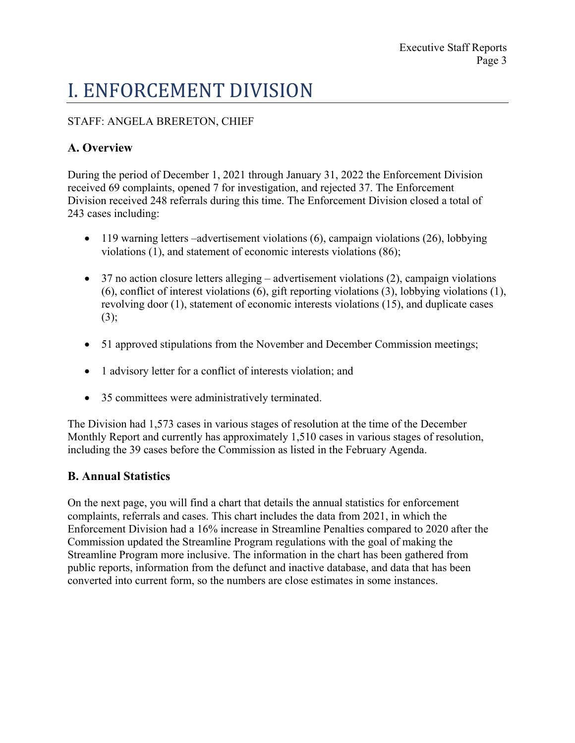# I. ENFORCEMENT DIVISION

STAFF: ANGELA BRERETON, CHIEF

### A. Overview

During the period of December 1, 2021 through January 31, 2022 the Enforcement Division received 69 complaints, opened 7 for investigation, and rejected 37. The Enforcement Division received 248 referrals during this time. The Enforcement Division closed a total of 243 cases including:

- 119 warning letters –advertisement violations (6), campaign violations (26), lobbying violations (1), and statement of economic interests violations (86);
- 37 no action closure letters alleging – advertisement violations (2), campaign violations (6), conflict of interest violations (6), gift reporting violations (3), lobbying violations (1), revolving door (1), statement of economic interests violations (15), and duplicate cases (3);
- 51 approved stipulations from the November and December Commission meetings;
- 1 advisory letter for a conflict of interests violation; and
- 35 committees were administratively terminated.

The Division had 1,573 cases in various stages of resolution at the time of the December Monthly Report and currently has approximately 1,510 cases in various stages of resolution, including the 39 cases before the Commission as listed in the February Agenda.

### B. Annual Statistics

On the next page, you will find a chart that details the annual statistics for enforcement complaints, referrals and cases. This chart includes the data from 2021, in which the Enforcement Division had a 16% increase in Streamline Penalties compared to 2020 after the Commission updated the Streamline Program regulations with the goal of making the Streamline Program more inclusive. The information in the chart has been gathered from public reports, information from the defunct and inactive database, and data that has been converted into current form, so the numbers are close estimates in some instances.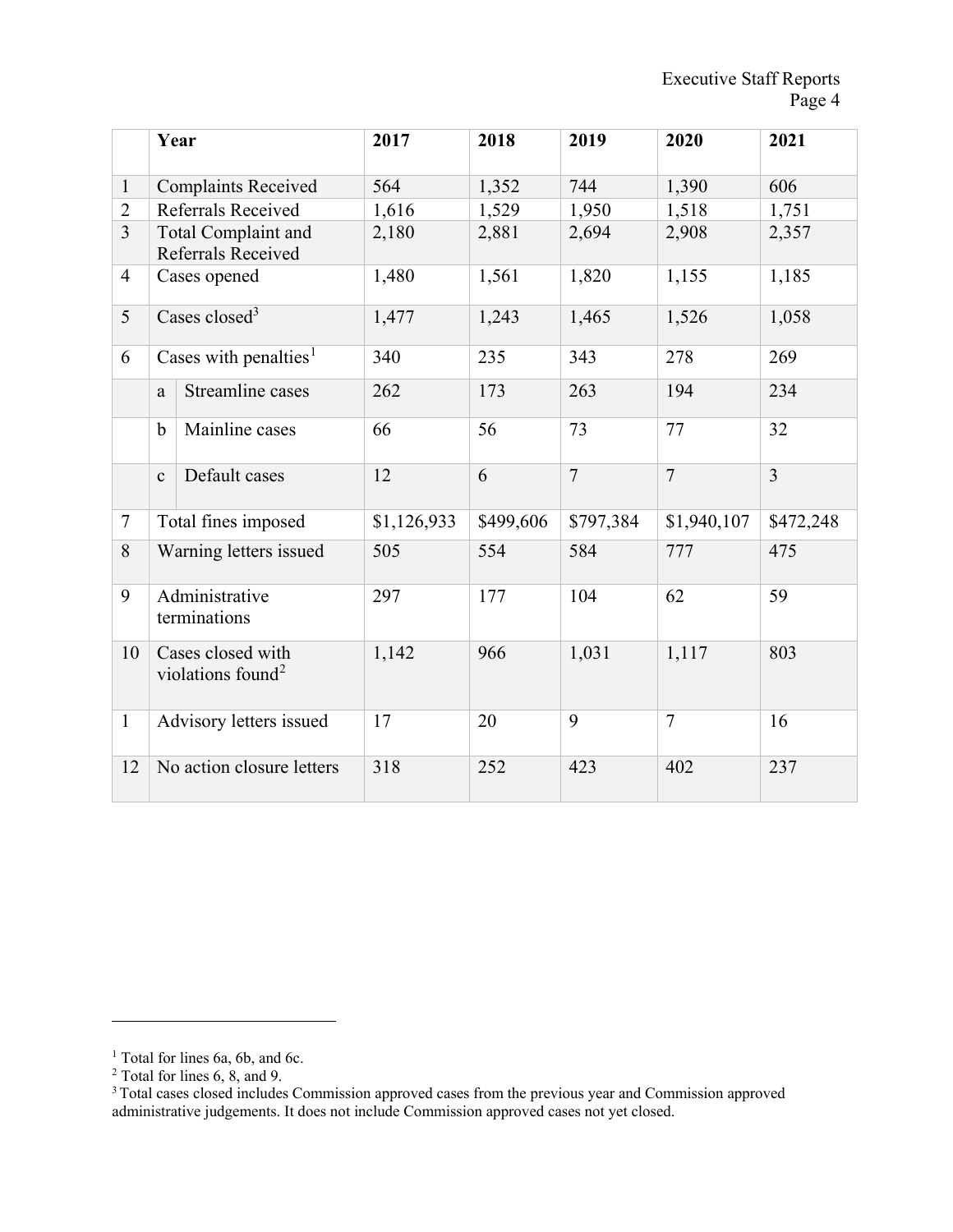| | Year | | 2017 | 2018 | 2019 | 2020 | 2021 |
|---|---|---|---|---|---|---|---|
| 1 | Complaints Received | | 564 | 1,352 | 744 | 1,390 | 606 |
| 2 | Referrals Received | | 1,616 | 1,529 | 1,950 | 1,518 | 1,751 |
| 3 | Total Complaint and Referrals Received | | 2,180 | 2,881 | 2,694 | 2,908 | 2,357 |
| 4 | Cases opened | | 1,480 | 1,561 | 1,820 | 1,155 | 1,185 |
| 5 | Cases closed[3] | | 1,477 | 1,243 | 1,465 | 1,526 | 1,058 |
| 6 | Cases with penalties[1] | | 340 | 235 | 343 | 278 | 269 |
| | a | Streamline cases | 262 | 173 | 263 | 194 | 234 |
| | b | Mainline cases | 66 | 56 | 73 | 77 | 32 |
| | c | Default cases | 12 | 6 | 7 | 7 | 3 |
| 7 | Total fines imposed | | $1,126,933 | $499,606 | $797,384 | $1,940,107 | $472,248 |
| 8 | Warning letters issued | | 505 | 554 | 584 | 777 | 475 |
| 9 | Administrative terminations | | 297 | 177 | 104 | 62 | 59 |
| 10 | Cases closed with violations found[2] | | 1,142 | 966 | 1,031 | 1,117 | 803 |
| 1 | Advisory letters issued | | 17 | 20 | 9 | 7 | 16 |
| 12 | No action closure letters | | 318 | 252 | 423 | 402 | 237 |

[1] Total for lines 6a, 6b, and 6c.

[2] Total for lines 6, 8, and 9.

[3] Total cases closed includes Commission approved cases from the previous year and Commission approved administrative judgements. It does not include Commission approved cases not yet closed.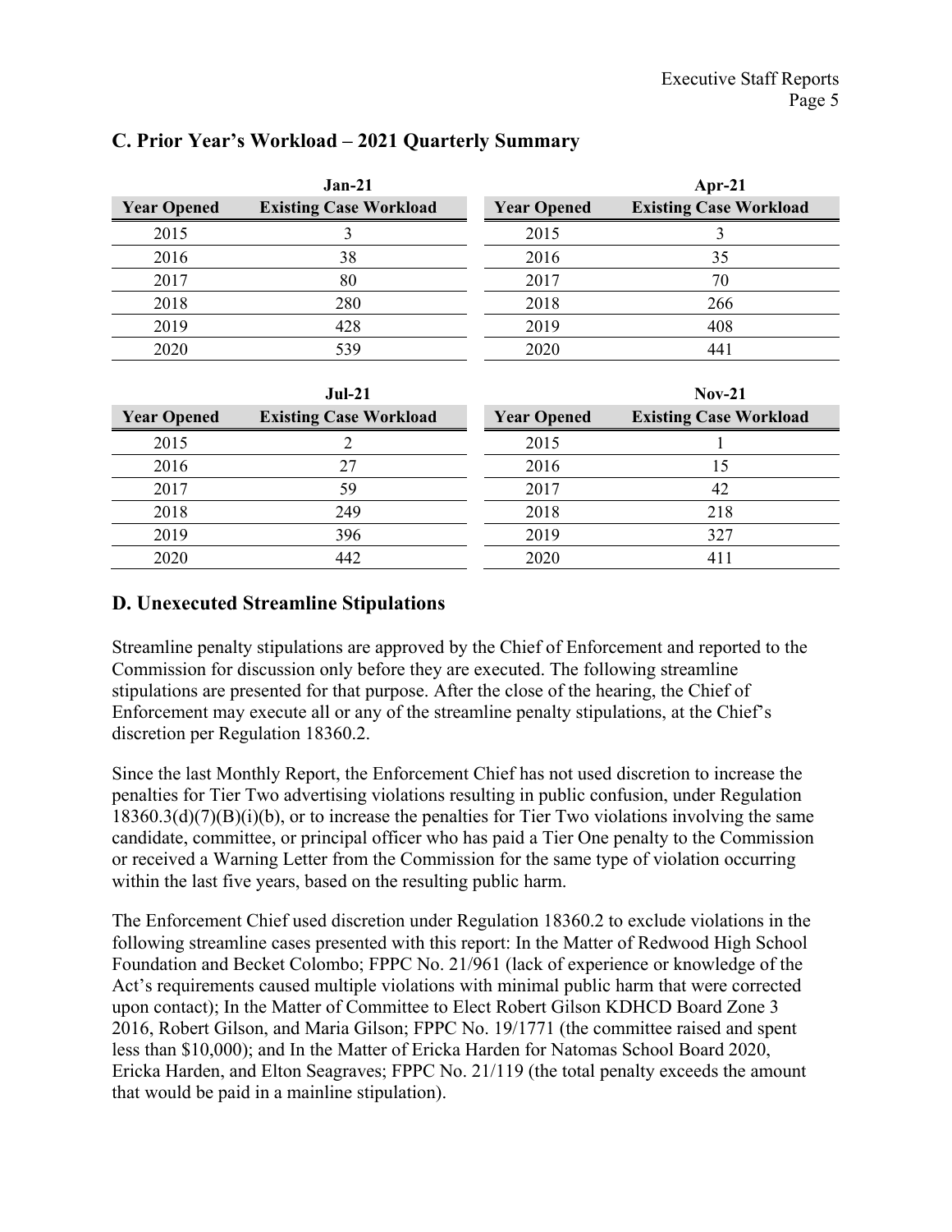## C. Prior Year's Workload – 2021 Quarterly Summary

**Jan-21**

| Year Opened | Existing Case Workload |
|---|---|
| 2015 | 3 |
| 2016 | 38 |
| 2017 | 80 |
| 2018 | 280 |
| 2019 | 428 |
| 2020 | 539 |

**Apr-21**

| Year Opened | Existing Case Workload |
|---|---|
| 2015 | 3 |
| 2016 | 35 |
| 2017 | 70 |
| 2018 | 266 |
| 2019 | 408 |
| 2020 | 441 |

**Jul-21**

| Year Opened | Existing Case Workload |
|---|---|
| 2015 | 2 |
| 2016 | 27 |
| 2017 | 59 |
| 2018 | 249 |
| 2019 | 396 |
| 2020 | 442 |

**Nov-21**

| Year Opened | Existing Case Workload |
|---|---|
| 2015 | 1 |
| 2016 | 15 |
| 2017 | 42 |
| 2018 | 218 |
| 2019 | 327 |
| 2020 | 411 |

## D. Unexecuted Streamline Stipulations

Streamline penalty stipulations are approved by the Chief of Enforcement and reported to the Commission for discussion only before they are executed. The following streamline stipulations are presented for that purpose. After the close of the hearing, the Chief of Enforcement may execute all or any of the streamline penalty stipulations, at the Chief's discretion per Regulation 18360.2.

Since the last Monthly Report, the Enforcement Chief has not used discretion to increase the penalties for Tier Two advertising violations resulting in public confusion, under Regulation 18360.3(d)(7)(B)(i)(b), or to increase the penalties for Tier Two violations involving the same candidate, committee, or principal officer who has paid a Tier One penalty to the Commission or received a Warning Letter from the Commission for the same type of violation occurring within the last five years, based on the resulting public harm.

The Enforcement Chief used discretion under Regulation 18360.2 to exclude violations in the following streamline cases presented with this report: In the Matter of Redwood High School Foundation and Becket Colombo; FPPC No. 21/961 (lack of experience or knowledge of the Act's requirements caused multiple violations with minimal public harm that were corrected upon contact); In the Matter of Committee to Elect Robert Gilson KDHCD Board Zone 3 2016, Robert Gilson, and Maria Gilson; FPPC No. 19/1771 (the committee raised and spent less than $10,000); and In the Matter of Ericka Harden for Natomas School Board 2020, Ericka Harden, and Elton Seagraves; FPPC No. 21/119 (the total penalty exceeds the amount that would be paid in a mainline stipulation).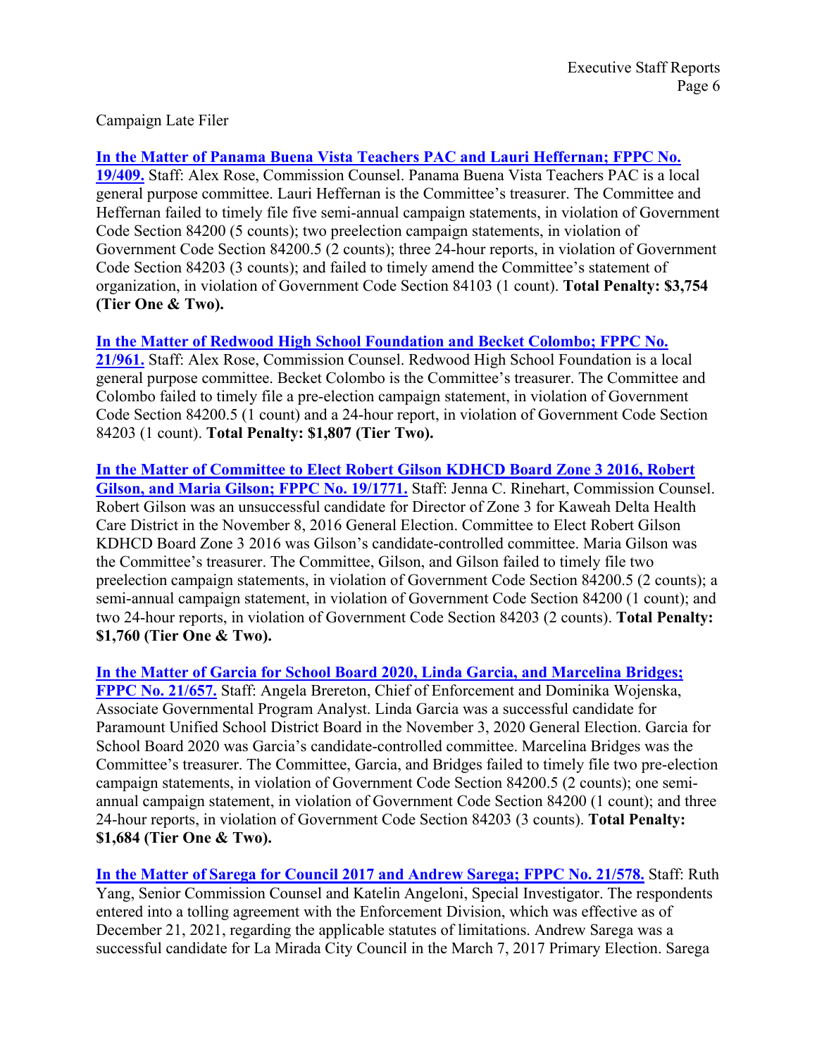Campaign Late Filer

**In the Matter of Panama Buena Vista Teachers PAC and Lauri Heffernan; FPPC No. 19/409.** Staff: Alex Rose, Commission Counsel. Panama Buena Vista Teachers PAC is a local general purpose committee. Lauri Heffernan is the Committee's treasurer. The Committee and Heffernan failed to timely file five semi-annual campaign statements, in violation of Government Code Section 84200 (5 counts); two preelection campaign statements, in violation of Government Code Section 84200.5 (2 counts); three 24-hour reports, in violation of Government Code Section 84203 (3 counts); and failed to timely amend the Committee's statement of organization, in violation of Government Code Section 84103 (1 count). **Total Penalty: $3,754 (Tier One & Two).**

**In the Matter of Redwood High School Foundation and Becket Colombo; FPPC No. 21/961.** Staff: Alex Rose, Commission Counsel. Redwood High School Foundation is a local general purpose committee. Becket Colombo is the Committee's treasurer. The Committee and Colombo failed to timely file a pre-election campaign statement, in violation of Government Code Section 84200.5 (1 count) and a 24-hour report, in violation of Government Code Section 84203 (1 count). **Total Penalty: $1,807 (Tier Two).**

**In the Matter of Committee to Elect Robert Gilson KDHCD Board Zone 3 2016, Robert Gilson, and Maria Gilson; FPPC No. 19/1771.** Staff: Jenna C. Rinehart, Commission Counsel. Robert Gilson was an unsuccessful candidate for Director of Zone 3 for Kaweah Delta Health Care District in the November 8, 2016 General Election. Committee to Elect Robert Gilson KDHCD Board Zone 3 2016 was Gilson's candidate-controlled committee. Maria Gilson was the Committee's treasurer. The Committee, Gilson, and Gilson failed to timely file two preelection campaign statements, in violation of Government Code Section 84200.5 (2 counts); a semi-annual campaign statement, in violation of Government Code Section 84200 (1 count); and two 24-hour reports, in violation of Government Code Section 84203 (2 counts). **Total Penalty: $1,760 (Tier One & Two).**

**In the Matter of Garcia for School Board 2020, Linda Garcia, and Marcelina Bridges; FPPC No. 21/657.** Staff: Angela Brereton, Chief of Enforcement and Dominika Wojenska, Associate Governmental Program Analyst. Linda Garcia was a successful candidate for Paramount Unified School District Board in the November 3, 2020 General Election. Garcia for School Board 2020 was Garcia's candidate-controlled committee. Marcelina Bridges was the Committee's treasurer. The Committee, Garcia, and Bridges failed to timely file two pre-election campaign statements, in violation of Government Code Section 84200.5 (2 counts); one semi-annual campaign statement, in violation of Government Code Section 84200 (1 count); and three 24-hour reports, in violation of Government Code Section 84203 (3 counts). **Total Penalty: $1,684 (Tier One & Two).**

**In the Matter of Sarega for Council 2017 and Andrew Sarega; FPPC No. 21/578.** Staff: Ruth Yang, Senior Commission Counsel and Katelin Angeloni, Special Investigator. The respondents entered into a tolling agreement with the Enforcement Division, which was effective as of December 21, 2021, regarding the applicable statutes of limitations. Andrew Sarega was a successful candidate for La Mirada City Council in the March 7, 2017 Primary Election. Sarega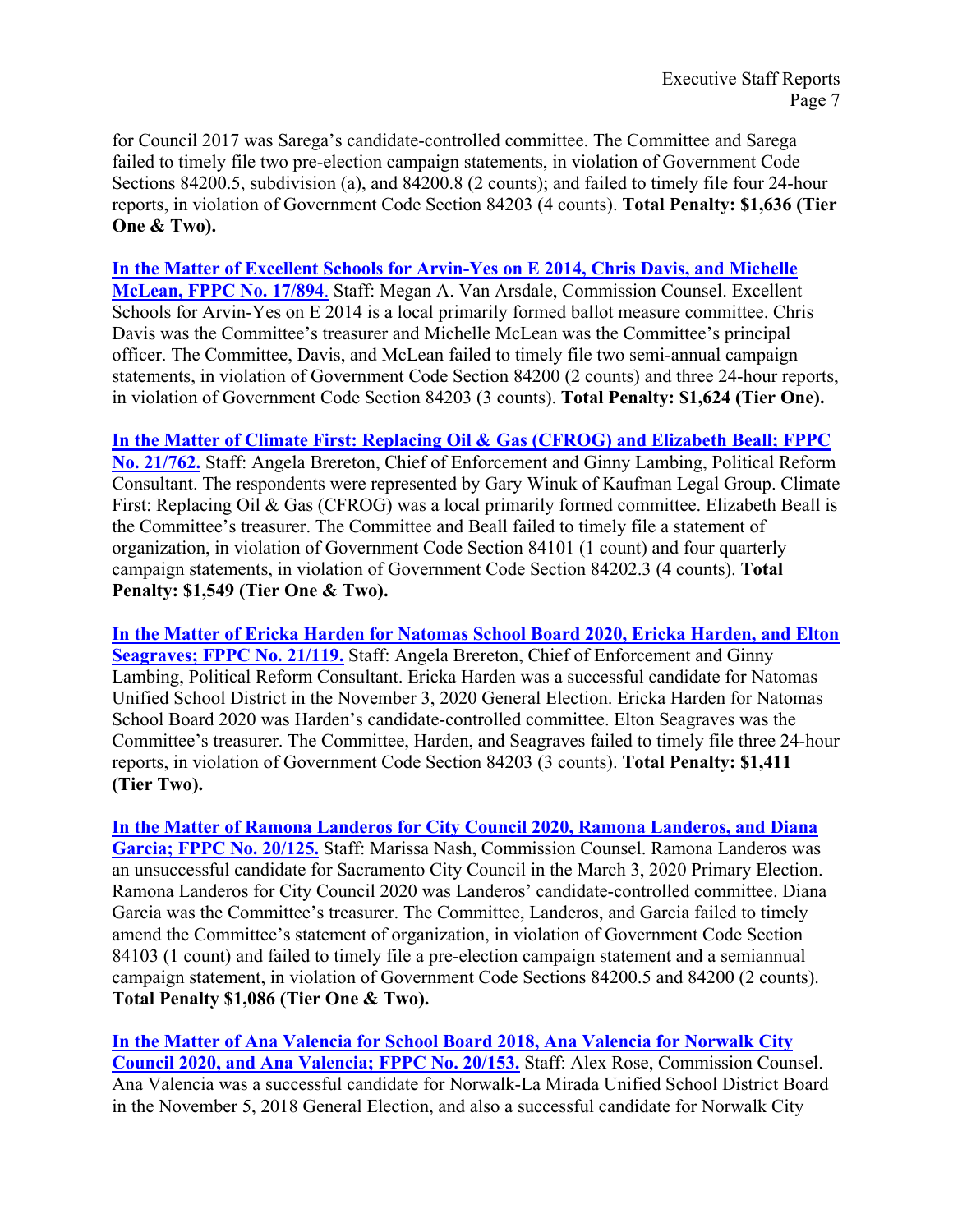for Council 2017 was Sarega's candidate-controlled committee. The Committee and Sarega failed to timely file two pre-election campaign statements, in violation of Government Code Sections 84200.5, subdivision (a), and 84200.8 (2 counts); and failed to timely file four 24-hour reports, in violation of Government Code Section 84203 (4 counts). **Total Penalty: $1,636 (Tier One & Two).**

**In the Matter of Excellent Schools for Arvin-Yes on E 2014, Chris Davis, and Michelle McLean, FPPC No. 17/894**. Staff: Megan A. Van Arsdale, Commission Counsel. Excellent Schools for Arvin-Yes on E 2014 is a local primarily formed ballot measure committee. Chris Davis was the Committee's treasurer and Michelle McLean was the Committee's principal officer. The Committee, Davis, and McLean failed to timely file two semi-annual campaign statements, in violation of Government Code Section 84200 (2 counts) and three 24-hour reports, in violation of Government Code Section 84203 (3 counts). **Total Penalty: $1,624 (Tier One).**

**In the Matter of Climate First: Replacing Oil & Gas (CFROG) and Elizabeth Beall; FPPC No. 21/762.** Staff: Angela Brereton, Chief of Enforcement and Ginny Lambing, Political Reform Consultant. The respondents were represented by Gary Winuk of Kaufman Legal Group. Climate First: Replacing Oil & Gas (CFROG) was a local primarily formed committee. Elizabeth Beall is the Committee's treasurer. The Committee and Beall failed to timely file a statement of organization, in violation of Government Code Section 84101 (1 count) and four quarterly campaign statements, in violation of Government Code Section 84202.3 (4 counts). **Total Penalty: $1,549 (Tier One & Two).**

**In the Matter of Ericka Harden for Natomas School Board 2020, Ericka Harden, and Elton Seagraves; FPPC No. 21/119.** Staff: Angela Brereton, Chief of Enforcement and Ginny Lambing, Political Reform Consultant. Ericka Harden was a successful candidate for Natomas Unified School District in the November 3, 2020 General Election. Ericka Harden for Natomas School Board 2020 was Harden's candidate-controlled committee. Elton Seagraves was the Committee's treasurer. The Committee, Harden, and Seagraves failed to timely file three 24-hour reports, in violation of Government Code Section 84203 (3 counts). **Total Penalty: $1,411 (Tier Two).**

**In the Matter of Ramona Landeros for City Council 2020, Ramona Landeros, and Diana Garcia; FPPC No. 20/125.** Staff: Marissa Nash, Commission Counsel. Ramona Landeros was an unsuccessful candidate for Sacramento City Council in the March 3, 2020 Primary Election. Ramona Landeros for City Council 2020 was Landeros' candidate-controlled committee. Diana Garcia was the Committee's treasurer. The Committee, Landeros, and Garcia failed to timely amend the Committee's statement of organization, in violation of Government Code Section 84103 (1 count) and failed to timely file a pre-election campaign statement and a semiannual campaign statement, in violation of Government Code Sections 84200.5 and 84200 (2 counts). **Total Penalty $1,086 (Tier One & Two).**

**In the Matter of Ana Valencia for School Board 2018, Ana Valencia for Norwalk City Council 2020, and Ana Valencia; FPPC No. 20/153.** Staff: Alex Rose, Commission Counsel. Ana Valencia was a successful candidate for Norwalk-La Mirada Unified School District Board in the November 5, 2018 General Election, and also a successful candidate for Norwalk City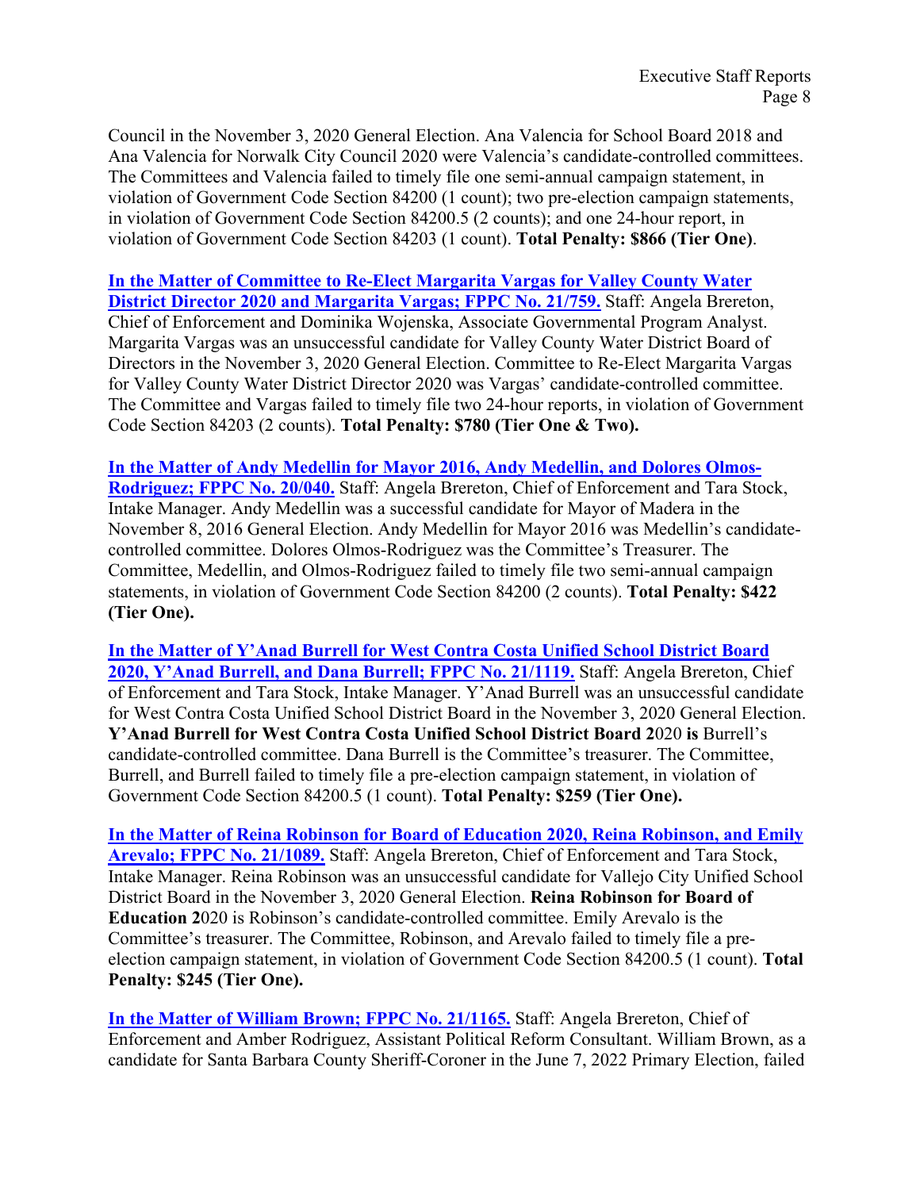Council in the November 3, 2020 General Election. Ana Valencia for School Board 2018 and Ana Valencia for Norwalk City Council 2020 were Valencia's candidate-controlled committees. The Committees and Valencia failed to timely file one semi-annual campaign statement, in violation of Government Code Section 84200 (1 count); two pre-election campaign statements, in violation of Government Code Section 84200.5 (2 counts); and one 24-hour report, in violation of Government Code Section 84203 (1 count). **Total Penalty: $866 (Tier One)**.

**In the Matter of Committee to Re-Elect Margarita Vargas for Valley County Water District Director 2020 and Margarita Vargas; FPPC No. 21/759.** Staff: Angela Brereton, Chief of Enforcement and Dominika Wojenska, Associate Governmental Program Analyst. Margarita Vargas was an unsuccessful candidate for Valley County Water District Board of Directors in the November 3, 2020 General Election. Committee to Re-Elect Margarita Vargas for Valley County Water District Director 2020 was Vargas' candidate-controlled committee. The Committee and Vargas failed to timely file two 24-hour reports, in violation of Government Code Section 84203 (2 counts). **Total Penalty: $780 (Tier One & Two).**

**In the Matter of Andy Medellin for Mayor 2016, Andy Medellin, and Dolores Olmos-Rodriguez; FPPC No. 20/040.** Staff: Angela Brereton, Chief of Enforcement and Tara Stock, Intake Manager. Andy Medellin was a successful candidate for Mayor of Madera in the November 8, 2016 General Election. Andy Medellin for Mayor 2016 was Medellin's candidate-controlled committee. Dolores Olmos-Rodriguez was the Committee's Treasurer. The Committee, Medellin, and Olmos-Rodriguez failed to timely file two semi-annual campaign statements, in violation of Government Code Section 84200 (2 counts). **Total Penalty: $422 (Tier One).**

**In the Matter of Y'Anad Burrell for West Contra Costa Unified School District Board 2020, Y'Anad Burrell, and Dana Burrell; FPPC No. 21/1119.** Staff: Angela Brereton, Chief of Enforcement and Tara Stock, Intake Manager. Y'Anad Burrell was an unsuccessful candidate for West Contra Costa Unified School District Board in the November 3, 2020 General Election. **Y'Anad Burrell for West Contra Costa Unified School District Board 2**020 **is** Burrell's candidate-controlled committee. Dana Burrell is the Committee's treasurer. The Committee, Burrell, and Burrell failed to timely file a pre-election campaign statement, in violation of Government Code Section 84200.5 (1 count). **Total Penalty: $259 (Tier One).**

**In the Matter of Reina Robinson for Board of Education 2020, Reina Robinson, and Emily Arevalo; FPPC No. 21/1089.** Staff: Angela Brereton, Chief of Enforcement and Tara Stock, Intake Manager. Reina Robinson was an unsuccessful candidate for Vallejo City Unified School District Board in the November 3, 2020 General Election. **Reina Robinson for Board of Education 2**020 is Robinson's candidate-controlled committee. Emily Arevalo is the Committee's treasurer. The Committee, Robinson, and Arevalo failed to timely file a pre-election campaign statement, in violation of Government Code Section 84200.5 (1 count). **Total Penalty: $245 (Tier One).**

**In the Matter of William Brown; FPPC No. 21/1165.** Staff: Angela Brereton, Chief of Enforcement and Amber Rodriguez, Assistant Political Reform Consultant. William Brown, as a candidate for Santa Barbara County Sheriff-Coroner in the June 7, 2022 Primary Election, failed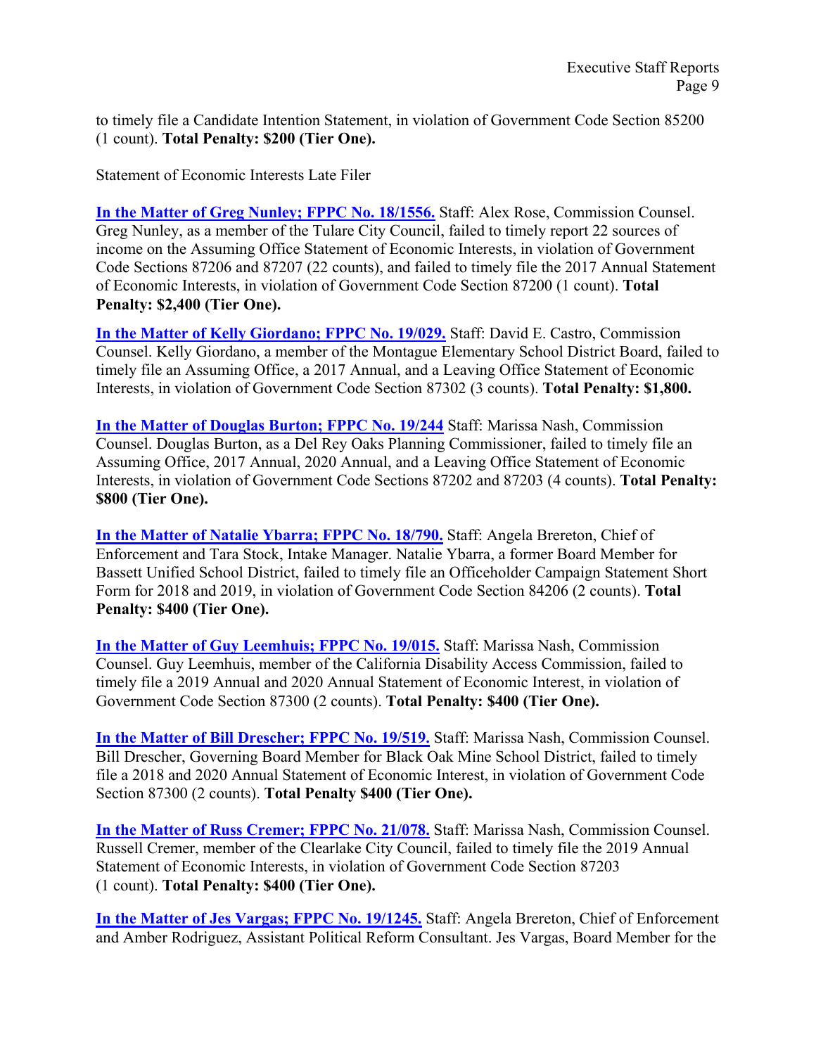to timely file a Candidate Intention Statement, in violation of Government Code Section 85200 (1 count). **Total Penalty: $200 (Tier One).**

Statement of Economic Interests Late Filer

**In the Matter of Greg Nunley; FPPC No. 18/1556.** Staff: Alex Rose, Commission Counsel. Greg Nunley, as a member of the Tulare City Council, failed to timely report 22 sources of income on the Assuming Office Statement of Economic Interests, in violation of Government Code Sections 87206 and 87207 (22 counts), and failed to timely file the 2017 Annual Statement of Economic Interests, in violation of Government Code Section 87200 (1 count). **Total Penalty: $2,400 (Tier One).**

**In the Matter of Kelly Giordano; FPPC No. 19/029.** Staff: David E. Castro, Commission Counsel. Kelly Giordano, a member of the Montague Elementary School District Board, failed to timely file an Assuming Office, a 2017 Annual, and a Leaving Office Statement of Economic Interests, in violation of Government Code Section 87302 (3 counts). **Total Penalty: $1,800.**

**In the Matter of Douglas Burton; FPPC No. 19/244** Staff: Marissa Nash, Commission Counsel. Douglas Burton, as a Del Rey Oaks Planning Commissioner, failed to timely file an Assuming Office, 2017 Annual, 2020 Annual, and a Leaving Office Statement of Economic Interests, in violation of Government Code Sections 87202 and 87203 (4 counts). **Total Penalty: $800 (Tier One).**

**In the Matter of Natalie Ybarra; FPPC No. 18/790.** Staff: Angela Brereton, Chief of Enforcement and Tara Stock, Intake Manager. Natalie Ybarra, a former Board Member for Bassett Unified School District, failed to timely file an Officeholder Campaign Statement Short Form for 2018 and 2019, in violation of Government Code Section 84206 (2 counts). **Total Penalty: $400 (Tier One).**

**In the Matter of Guy Leemhuis; FPPC No. 19/015.** Staff: Marissa Nash, Commission Counsel. Guy Leemhuis, member of the California Disability Access Commission, failed to timely file a 2019 Annual and 2020 Annual Statement of Economic Interest, in violation of Government Code Section 87300 (2 counts). **Total Penalty: $400 (Tier One).**

**In the Matter of Bill Drescher; FPPC No. 19/519.** Staff: Marissa Nash, Commission Counsel. Bill Drescher, Governing Board Member for Black Oak Mine School District, failed to timely file a 2018 and 2020 Annual Statement of Economic Interest, in violation of Government Code Section 87300 (2 counts). **Total Penalty $400 (Tier One).**

**In the Matter of Russ Cremer; FPPC No. 21/078.** Staff: Marissa Nash, Commission Counsel. Russell Cremer, member of the Clearlake City Council, failed to timely file the 2019 Annual Statement of Economic Interests, in violation of Government Code Section 87203 (1 count). **Total Penalty: $400 (Tier One).**

**In the Matter of Jes Vargas; FPPC No. 19/1245.** Staff: Angela Brereton, Chief of Enforcement and Amber Rodriguez, Assistant Political Reform Consultant. Jes Vargas, Board Member for the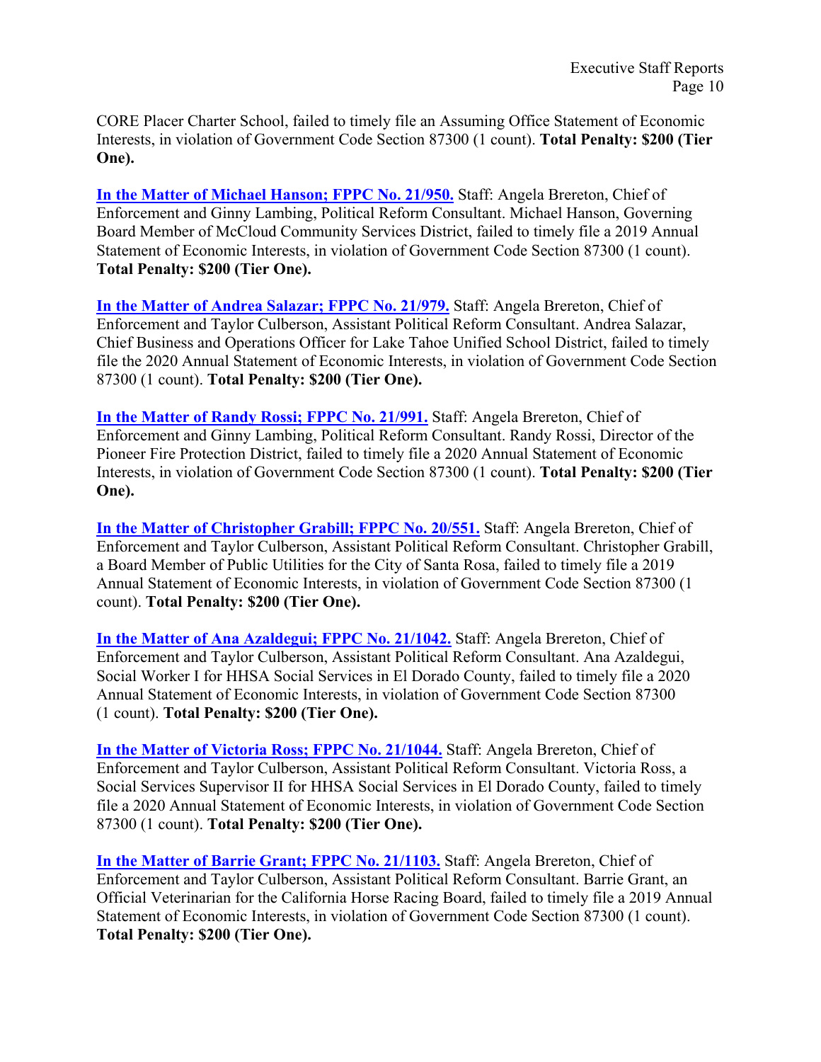CORE Placer Charter School, failed to timely file an Assuming Office Statement of Economic Interests, in violation of Government Code Section 87300 (1 count). **Total Penalty: $200 (Tier One).**

**In the Matter of Michael Hanson; FPPC No. 21/950.** Staff: Angela Brereton, Chief of Enforcement and Ginny Lambing, Political Reform Consultant. Michael Hanson, Governing Board Member of McCloud Community Services District, failed to timely file a 2019 Annual Statement of Economic Interests, in violation of Government Code Section 87300 (1 count). **Total Penalty: $200 (Tier One).**

**In the Matter of Andrea Salazar; FPPC No. 21/979.** Staff: Angela Brereton, Chief of Enforcement and Taylor Culberson, Assistant Political Reform Consultant. Andrea Salazar, Chief Business and Operations Officer for Lake Tahoe Unified School District, failed to timely file the 2020 Annual Statement of Economic Interests, in violation of Government Code Section 87300 (1 count). **Total Penalty: $200 (Tier One).**

**In the Matter of Randy Rossi; FPPC No. 21/991.** Staff: Angela Brereton, Chief of Enforcement and Ginny Lambing, Political Reform Consultant. Randy Rossi, Director of the Pioneer Fire Protection District, failed to timely file a 2020 Annual Statement of Economic Interests, in violation of Government Code Section 87300 (1 count). **Total Penalty: $200 (Tier One).**

**In the Matter of Christopher Grabill; FPPC No. 20/551.** Staff: Angela Brereton, Chief of Enforcement and Taylor Culberson, Assistant Political Reform Consultant. Christopher Grabill, a Board Member of Public Utilities for the City of Santa Rosa, failed to timely file a 2019 Annual Statement of Economic Interests, in violation of Government Code Section 87300 (1 count). **Total Penalty: $200 (Tier One).**

**In the Matter of Ana Azaldegui; FPPC No. 21/1042.** Staff: Angela Brereton, Chief of Enforcement and Taylor Culberson, Assistant Political Reform Consultant. Ana Azaldegui, Social Worker I for HHSA Social Services in El Dorado County, failed to timely file a 2020 Annual Statement of Economic Interests, in violation of Government Code Section 87300 (1 count). **Total Penalty: $200 (Tier One).**

**In the Matter of Victoria Ross; FPPC No. 21/1044.** Staff: Angela Brereton, Chief of Enforcement and Taylor Culberson, Assistant Political Reform Consultant. Victoria Ross, a Social Services Supervisor II for HHSA Social Services in El Dorado County, failed to timely file a 2020 Annual Statement of Economic Interests, in violation of Government Code Section 87300 (1 count). **Total Penalty: $200 (Tier One).**

**In the Matter of Barrie Grant; FPPC No. 21/1103.** Staff: Angela Brereton, Chief of Enforcement and Taylor Culberson, Assistant Political Reform Consultant. Barrie Grant, an Official Veterinarian for the California Horse Racing Board, failed to timely file a 2019 Annual Statement of Economic Interests, in violation of Government Code Section 87300 (1 count). **Total Penalty: $200 (Tier One).**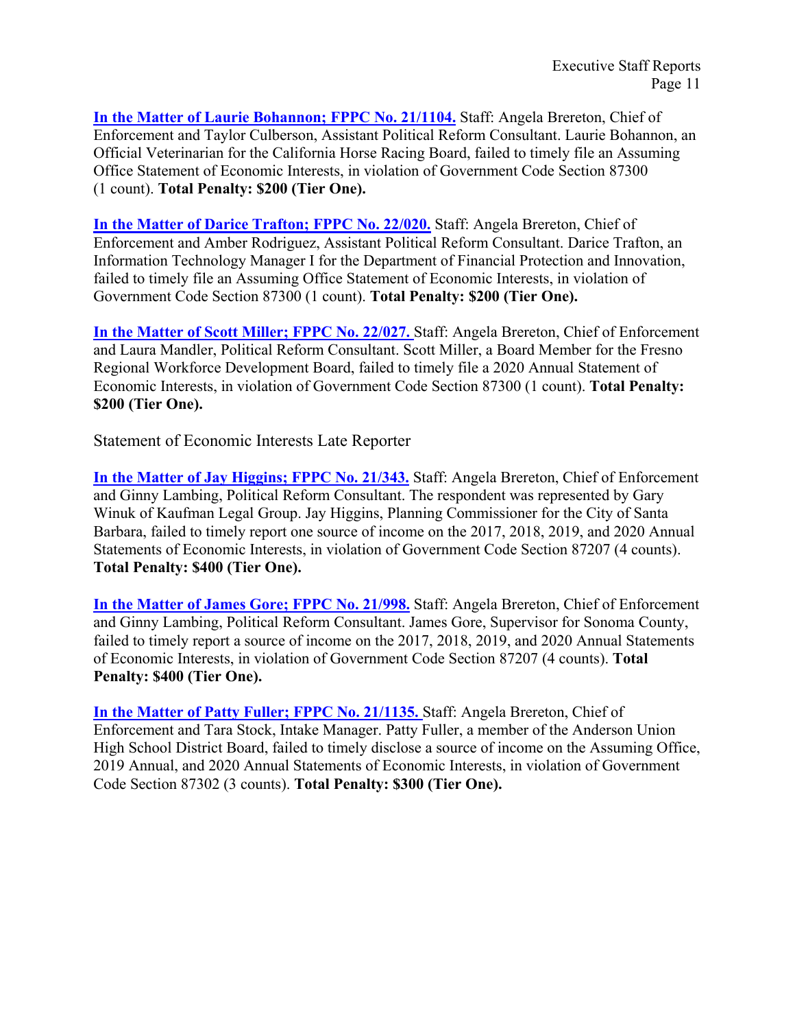**In the Matter of Laurie Bohannon; FPPC No. 21/1104.** Staff: Angela Brereton, Chief of Enforcement and Taylor Culberson, Assistant Political Reform Consultant. Laurie Bohannon, an Official Veterinarian for the California Horse Racing Board, failed to timely file an Assuming Office Statement of Economic Interests, in violation of Government Code Section 87300 (1 count). **Total Penalty: $200 (Tier One).**

**In the Matter of Darice Trafton; FPPC No. 22/020.** Staff: Angela Brereton, Chief of Enforcement and Amber Rodriguez, Assistant Political Reform Consultant. Darice Trafton, an Information Technology Manager I for the Department of Financial Protection and Innovation, failed to timely file an Assuming Office Statement of Economic Interests, in violation of Government Code Section 87300 (1 count). **Total Penalty: $200 (Tier One).**

**In the Matter of Scott Miller; FPPC No. 22/027.** Staff: Angela Brereton, Chief of Enforcement and Laura Mandler, Political Reform Consultant. Scott Miller, a Board Member for the Fresno Regional Workforce Development Board, failed to timely file a 2020 Annual Statement of Economic Interests, in violation of Government Code Section 87300 (1 count). **Total Penalty: $200 (Tier One).**

Statement of Economic Interests Late Reporter

**In the Matter of Jay Higgins; FPPC No. 21/343.** Staff: Angela Brereton, Chief of Enforcement and Ginny Lambing, Political Reform Consultant. The respondent was represented by Gary Winuk of Kaufman Legal Group. Jay Higgins, Planning Commissioner for the City of Santa Barbara, failed to timely report one source of income on the 2017, 2018, 2019, and 2020 Annual Statements of Economic Interests, in violation of Government Code Section 87207 (4 counts). **Total Penalty: $400 (Tier One).**

**In the Matter of James Gore; FPPC No. 21/998.** Staff: Angela Brereton, Chief of Enforcement and Ginny Lambing, Political Reform Consultant. James Gore, Supervisor for Sonoma County, failed to timely report a source of income on the 2017, 2018, 2019, and 2020 Annual Statements of Economic Interests, in violation of Government Code Section 87207 (4 counts). **Total Penalty: $400 (Tier One).**

**In the Matter of Patty Fuller; FPPC No. 21/1135.** Staff: Angela Brereton, Chief of Enforcement and Tara Stock, Intake Manager. Patty Fuller, a member of the Anderson Union High School District Board, failed to timely disclose a source of income on the Assuming Office, 2019 Annual, and 2020 Annual Statements of Economic Interests, in violation of Government Code Section 87302 (3 counts). **Total Penalty: $300 (Tier One).**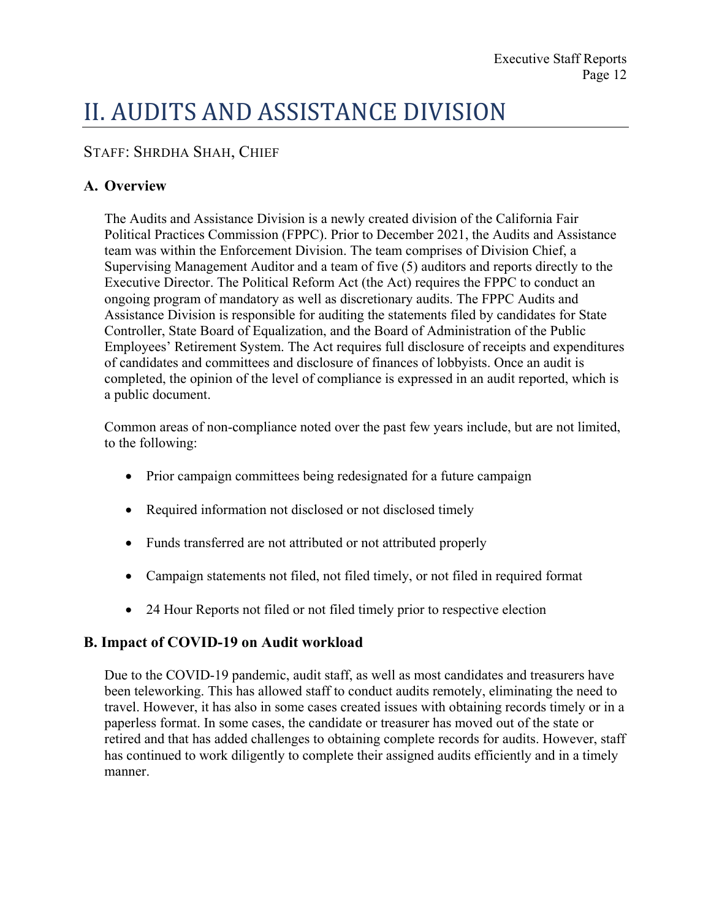# II. AUDITS AND ASSISTANCE DIVISION

STAFF: SHRDHA SHAH, CHIEF

## A. Overview

The Audits and Assistance Division is a newly created division of the California Fair Political Practices Commission (FPPC). Prior to December 2021, the Audits and Assistance team was within the Enforcement Division. The team comprises of Division Chief, a Supervising Management Auditor and a team of five (5) auditors and reports directly to the Executive Director. The Political Reform Act (the Act) requires the FPPC to conduct an ongoing program of mandatory as well as discretionary audits. The FPPC Audits and Assistance Division is responsible for auditing the statements filed by candidates for State Controller, State Board of Equalization, and the Board of Administration of the Public Employees' Retirement System. The Act requires full disclosure of receipts and expenditures of candidates and committees and disclosure of finances of lobbyists. Once an audit is completed, the opinion of the level of compliance is expressed in an audit reported, which is a public document.

Common areas of non-compliance noted over the past few years include, but are not limited, to the following:

- Prior campaign committees being redesignated for a future campaign
- Required information not disclosed or not disclosed timely
- Funds transferred are not attributed or not attributed properly
- Campaign statements not filed, not filed timely, or not filed in required format
- 24 Hour Reports not filed or not filed timely prior to respective election

## B. Impact of COVID-19 on Audit workload

Due to the COVID-19 pandemic, audit staff, as well as most candidates and treasurers have been teleworking. This has allowed staff to conduct audits remotely, eliminating the need to travel. However, it has also in some cases created issues with obtaining records timely or in a paperless format. In some cases, the candidate or treasurer has moved out of the state or retired and that has added challenges to obtaining complete records for audits. However, staff has continued to work diligently to complete their assigned audits efficiently and in a timely manner.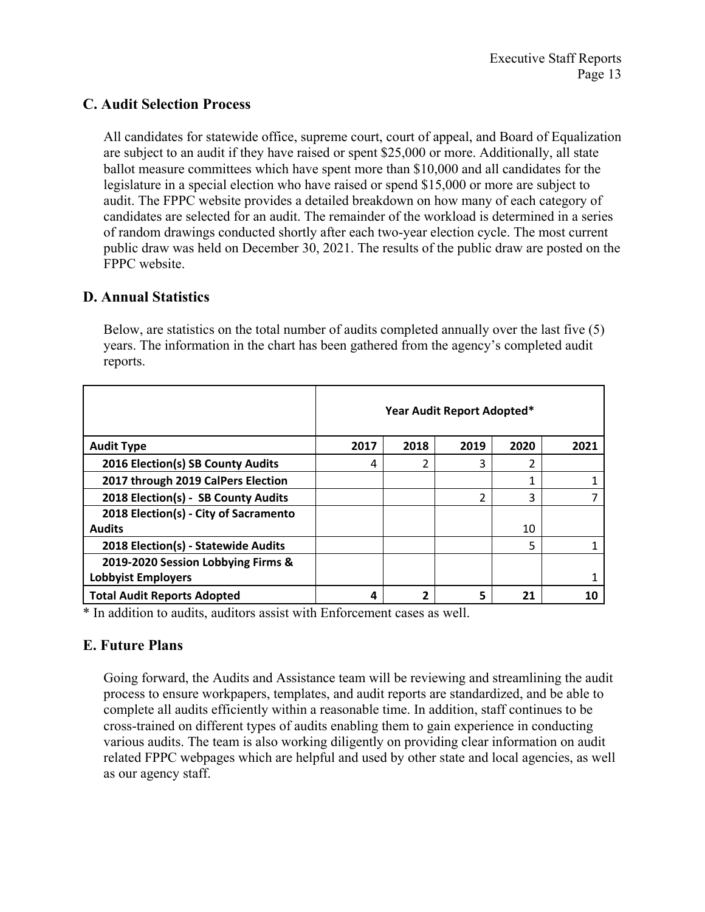## C. Audit Selection Process

All candidates for statewide office, supreme court, court of appeal, and Board of Equalization are subject to an audit if they have raised or spent $25,000 or more. Additionally, all state ballot measure committees which have spent more than $10,000 and all candidates for the legislature in a special election who have raised or spend $15,000 or more are subject to audit. The FPPC website provides a detailed breakdown on how many of each category of candidates are selected for an audit. The remainder of the workload is determined in a series of random drawings conducted shortly after each two-year election cycle. The most current public draw was held on December 30, 2021. The results of the public draw are posted on the FPPC website.

## D. Annual Statistics

Below, are statistics on the total number of audits completed annually over the last five (5) years. The information in the chart has been gathered from the agency's completed audit reports.

| | **Year Audit Report Adopted*** | | | | |
|---|---|---|---|---|---|
| **Audit Type** | **2017** | **2018** | **2019** | **2020** | **2021** |
| **2016 Election(s) SB County Audits** | 4 | 2 | 3 | 2 | |
| **2017 through 2019 CalPers Election** | | | | 1 | 1 |
| **2018 Election(s) - SB County Audits** | | | 2 | 3 | 7 |
| **2018 Election(s) - City of Sacramento Audits** | | | | 10 | |
| **2018 Election(s) - Statewide Audits** | | | | 5 | 1 |
| **2019-2020 Session Lobbying Firms & Lobbyist Employers** | | | | | 1 |
| **Total Audit Reports Adopted** | **4** | **2** | **5** | **21** | **10** |

* In addition to audits, auditors assist with Enforcement cases as well.

## E. Future Plans

Going forward, the Audits and Assistance team will be reviewing and streamlining the audit process to ensure workpapers, templates, and audit reports are standardized, and be able to complete all audits efficiently within a reasonable time. In addition, staff continues to be cross-trained on different types of audits enabling them to gain experience in conducting various audits. The team is also working diligently on providing clear information on audit related FPPC webpages which are helpful and used by other state and local agencies, as well as our agency staff.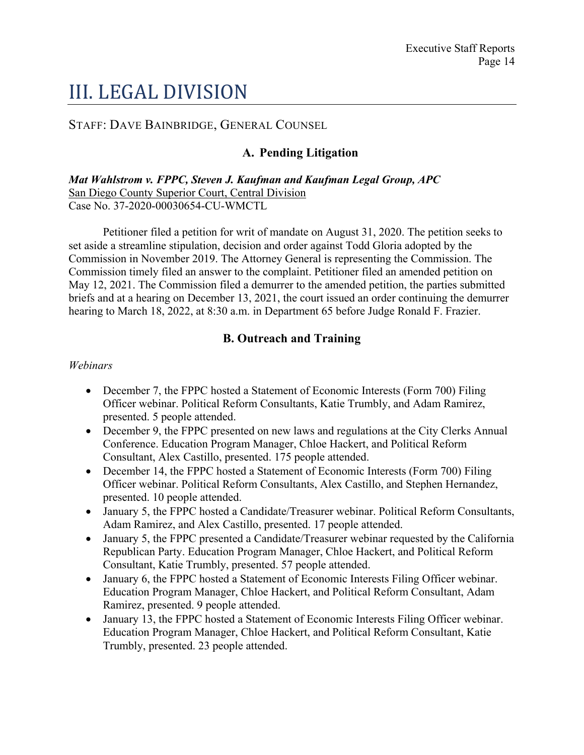# III. LEGAL DIVISION

STAFF: DAVE BAINBRIDGE, GENERAL COUNSEL

### A. Pending Litigation

***Mat Wahlstrom v. FPPC, Steven J. Kaufman and Kaufman Legal Group, APC***
San Diego County Superior Court, Central Division
Case No. 37-2020-00030654-CU-WMCTL

Petitioner filed a petition for writ of mandate on August 31, 2020. The petition seeks to set aside a streamline stipulation, decision and order against Todd Gloria adopted by the Commission in November 2019. The Attorney General is representing the Commission. The Commission timely filed an answer to the complaint. Petitioner filed an amended petition on May 12, 2021. The Commission filed a demurrer to the amended petition, the parties submitted briefs and at a hearing on December 13, 2021, the court issued an order continuing the demurrer hearing to March 18, 2022, at 8:30 a.m. in Department 65 before Judge Ronald F. Frazier.

### B. Outreach and Training

*Webinars*

- December 7, the FPPC hosted a Statement of Economic Interests (Form 700) Filing Officer webinar. Political Reform Consultants, Katie Trumbly, and Adam Ramirez, presented. 5 people attended.
- December 9, the FPPC presented on new laws and regulations at the City Clerks Annual Conference. Education Program Manager, Chloe Hackert, and Political Reform Consultant, Alex Castillo, presented. 175 people attended.
- December 14, the FPPC hosted a Statement of Economic Interests (Form 700) Filing Officer webinar. Political Reform Consultants, Alex Castillo, and Stephen Hernandez, presented. 10 people attended.
- January 5, the FPPC hosted a Candidate/Treasurer webinar. Political Reform Consultants, Adam Ramirez, and Alex Castillo, presented. 17 people attended.
- January 5, the FPPC presented a Candidate/Treasurer webinar requested by the California Republican Party. Education Program Manager, Chloe Hackert, and Political Reform Consultant, Katie Trumbly, presented. 57 people attended.
- January 6, the FPPC hosted a Statement of Economic Interests Filing Officer webinar. Education Program Manager, Chloe Hackert, and Political Reform Consultant, Adam Ramirez, presented. 9 people attended.
- January 13, the FPPC hosted a Statement of Economic Interests Filing Officer webinar. Education Program Manager, Chloe Hackert, and Political Reform Consultant, Katie Trumbly, presented. 23 people attended.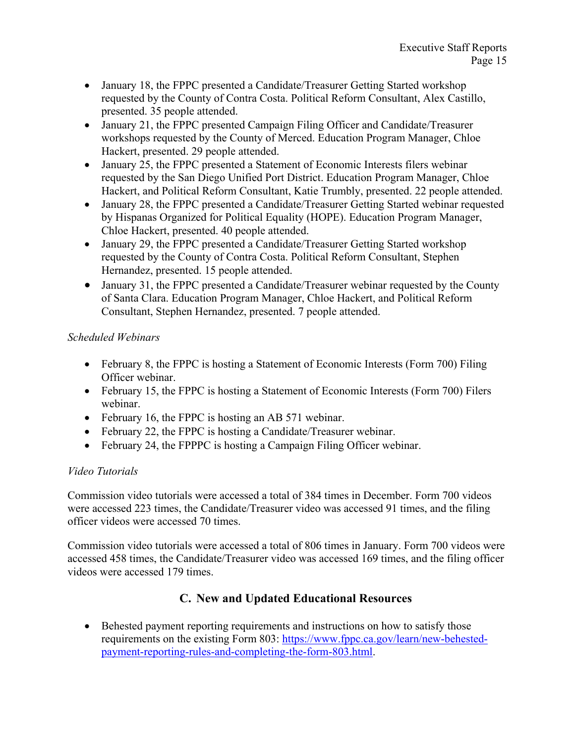- January 18, the FPPC presented a Candidate/Treasurer Getting Started workshop requested by the County of Contra Costa. Political Reform Consultant, Alex Castillo, presented. 35 people attended.
- January 21, the FPPC presented Campaign Filing Officer and Candidate/Treasurer workshops requested by the County of Merced. Education Program Manager, Chloe Hackert, presented. 29 people attended.
- January 25, the FPPC presented a Statement of Economic Interests filers webinar requested by the San Diego Unified Port District. Education Program Manager, Chloe Hackert, and Political Reform Consultant, Katie Trumbly, presented. 22 people attended.
- January 28, the FPPC presented a Candidate/Treasurer Getting Started webinar requested by Hispanas Organized for Political Equality (HOPE). Education Program Manager, Chloe Hackert, presented. 40 people attended.
- January 29, the FPPC presented a Candidate/Treasurer Getting Started workshop requested by the County of Contra Costa. Political Reform Consultant, Stephen Hernandez, presented. 15 people attended.
- January 31, the FPPC presented a Candidate/Treasurer webinar requested by the County of Santa Clara. Education Program Manager, Chloe Hackert, and Political Reform Consultant, Stephen Hernandez, presented. 7 people attended.

*Scheduled Webinars*

- February 8, the FPPC is hosting a Statement of Economic Interests (Form 700) Filing Officer webinar.
- February 15, the FPPC is hosting a Statement of Economic Interests (Form 700) Filers webinar.
- February 16, the FPPC is hosting an AB 571 webinar.
- February 22, the FPPC is hosting a Candidate/Treasurer webinar.
- February 24, the FPPPC is hosting a Campaign Filing Officer webinar.

*Video Tutorials*

Commission video tutorials were accessed a total of 384 times in December. Form 700 videos were accessed 223 times, the Candidate/Treasurer video was accessed 91 times, and the filing officer videos were accessed 70 times.

Commission video tutorials were accessed a total of 806 times in January. Form 700 videos were accessed 458 times, the Candidate/Treasurer video was accessed 169 times, and the filing officer videos were accessed 179 times.

## C. New and Updated Educational Resources

- Behested payment reporting requirements and instructions on how to satisfy those requirements on the existing Form 803: https://www.fppc.ca.gov/learn/new-behested-payment-reporting-rules-and-completing-the-form-803.html.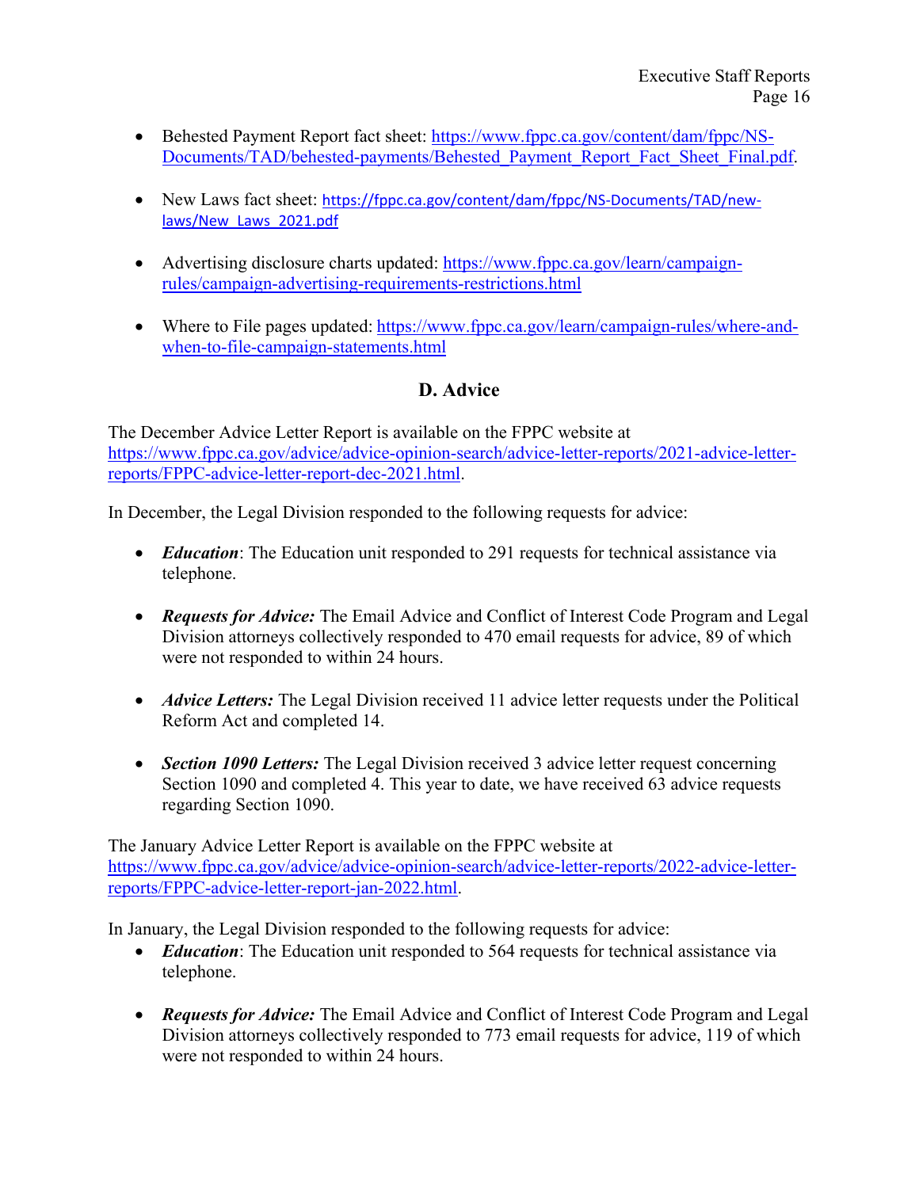- Behested Payment Report fact sheet: https://www.fppc.ca.gov/content/dam/fppc/NS-Documents/TAD/behested-payments/Behested_Payment_Report_Fact_Sheet_Final.pdf.
- New Laws fact sheet: https://fppc.ca.gov/content/dam/fppc/NS-Documents/TAD/new-laws/New_Laws_2021.pdf
- Advertising disclosure charts updated: https://www.fppc.ca.gov/learn/campaign-rules/campaign-advertising-requirements-restrictions.html
- Where to File pages updated: https://www.fppc.ca.gov/learn/campaign-rules/where-and-when-to-file-campaign-statements.html

## D. Advice

The December Advice Letter Report is available on the FPPC website at https://www.fppc.ca.gov/advice/advice-opinion-search/advice-letter-reports/2021-advice-letter-reports/FPPC-advice-letter-report-dec-2021.html.

In December, the Legal Division responded to the following requests for advice:

- ***Education***: The Education unit responded to 291 requests for technical assistance via telephone.
- ***Requests for Advice:*** The Email Advice and Conflict of Interest Code Program and Legal Division attorneys collectively responded to 470 email requests for advice, 89 of which were not responded to within 24 hours.
- ***Advice Letters:*** The Legal Division received 11 advice letter requests under the Political Reform Act and completed 14.
- ***Section 1090 Letters:*** The Legal Division received 3 advice letter request concerning Section 1090 and completed 4. This year to date, we have received 63 advice requests regarding Section 1090.

The January Advice Letter Report is available on the FPPC website at https://www.fppc.ca.gov/advice/advice-opinion-search/advice-letter-reports/2022-advice-letter-reports/FPPC-advice-letter-report-jan-2022.html.

In January, the Legal Division responded to the following requests for advice:

- ***Education***: The Education unit responded to 564 requests for technical assistance via telephone.
- ***Requests for Advice:*** The Email Advice and Conflict of Interest Code Program and Legal Division attorneys collectively responded to 773 email requests for advice, 119 of which were not responded to within 24 hours.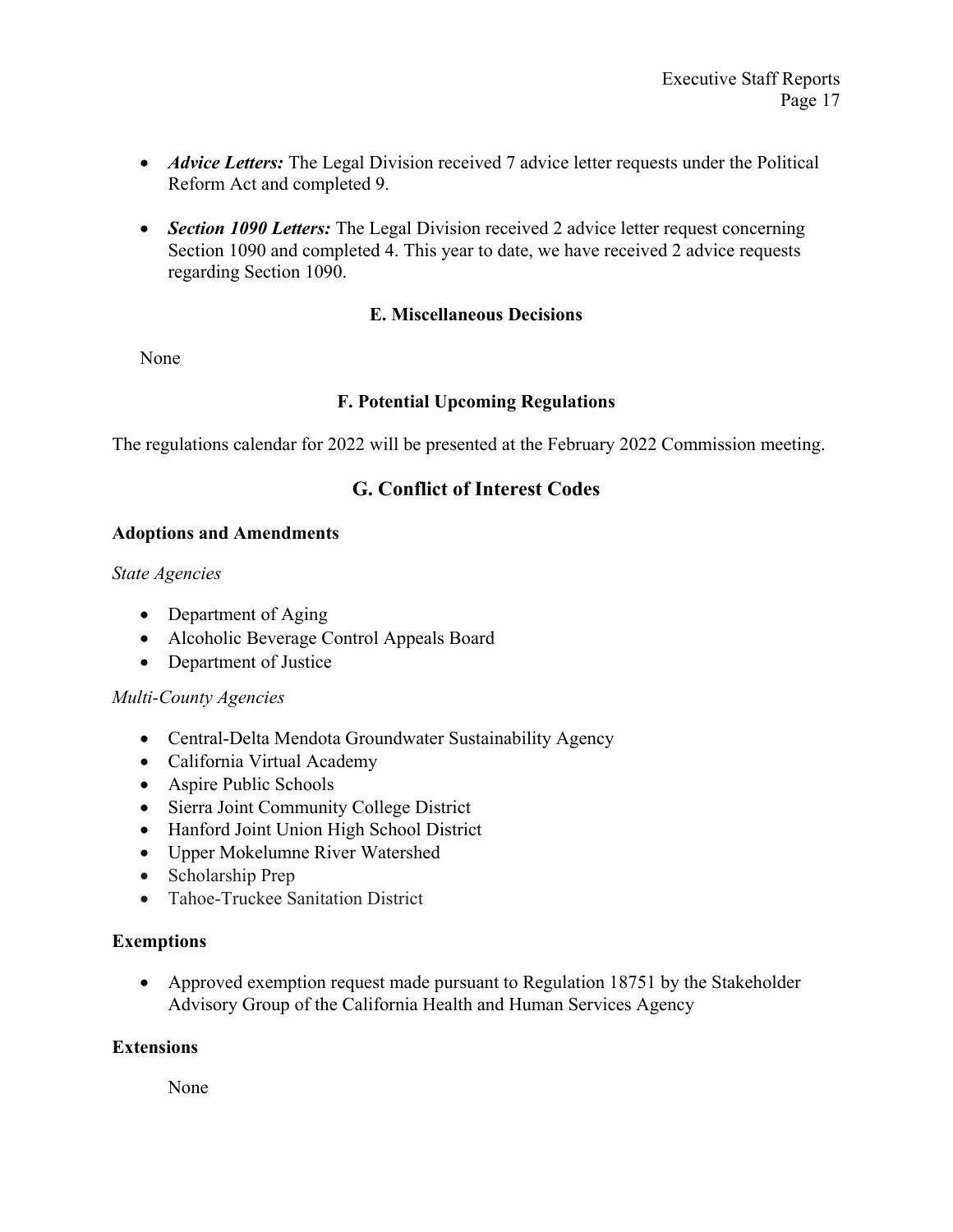- ***Advice Letters:*** The Legal Division received 7 advice letter requests under the Political Reform Act and completed 9.

- ***Section 1090 Letters:*** The Legal Division received 2 advice letter request concerning Section 1090 and completed 4. This year to date, we have received 2 advice requests regarding Section 1090.

### E. Miscellaneous Decisions

None

### F. Potential Upcoming Regulations

The regulations calendar for 2022 will be presented at the February 2022 Commission meeting.

## G. Conflict of Interest Codes

**Adoptions and Amendments**

*State Agencies*

- Department of Aging
- Alcoholic Beverage Control Appeals Board
- Department of Justice

*Multi-County Agencies*

- Central-Delta Mendota Groundwater Sustainability Agency
- California Virtual Academy
- Aspire Public Schools
- Sierra Joint Community College District
- Hanford Joint Union High School District
- Upper Mokelumne River Watershed
- Scholarship Prep
- Tahoe-Truckee Sanitation District

**Exemptions**

- Approved exemption request made pursuant to Regulation 18751 by the Stakeholder Advisory Group of the California Health and Human Services Agency

**Extensions**

None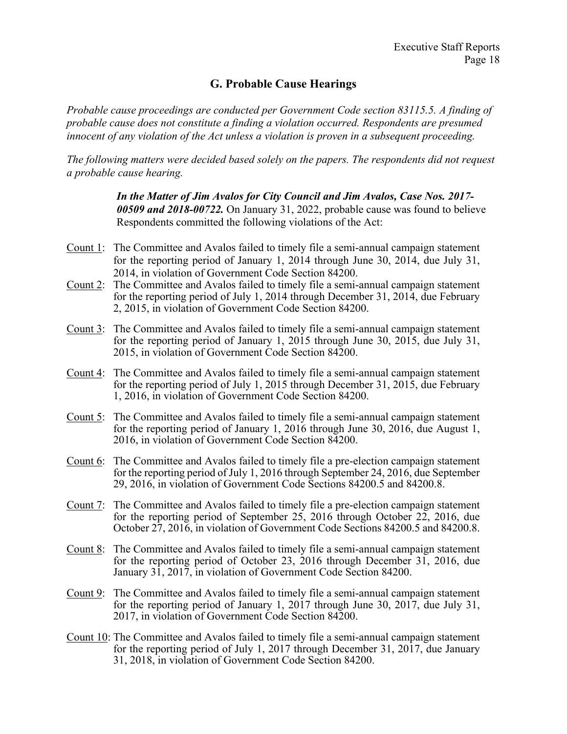## G. Probable Cause Hearings

*Probable cause proceedings are conducted per Government Code section 83115.5. A finding of probable cause does not constitute a finding a violation occurred. Respondents are presumed innocent of any violation of the Act unless a violation is proven in a subsequent proceeding.*

*The following matters were decided based solely on the papers. The respondents did not request a probable cause hearing.*

> ***In the Matter of Jim Avalos for City Council and Jim Avalos, Case Nos. 2017-00509 and 2018-00722.*** On January 31, 2022, probable cause was found to believe Respondents committed the following violations of the Act:

Count 1: The Committee and Avalos failed to timely file a semi-annual campaign statement for the reporting period of January 1, 2014 through June 30, 2014, due July 31, 2014, in violation of Government Code Section 84200.

Count 2: The Committee and Avalos failed to timely file a semi-annual campaign statement for the reporting period of July 1, 2014 through December 31, 2014, due February 2, 2015, in violation of Government Code Section 84200.

Count 3: The Committee and Avalos failed to timely file a semi-annual campaign statement for the reporting period of January 1, 2015 through June 30, 2015, due July 31, 2015, in violation of Government Code Section 84200.

Count 4: The Committee and Avalos failed to timely file a semi-annual campaign statement for the reporting period of July 1, 2015 through December 31, 2015, due February 1, 2016, in violation of Government Code Section 84200.

Count 5: The Committee and Avalos failed to timely file a semi-annual campaign statement for the reporting period of January 1, 2016 through June 30, 2016, due August 1, 2016, in violation of Government Code Section 84200.

Count 6: The Committee and Avalos failed to timely file a pre-election campaign statement for the reporting period of July 1, 2016 through September 24, 2016, due September 29, 2016, in violation of Government Code Sections 84200.5 and 84200.8.

Count 7: The Committee and Avalos failed to timely file a pre-election campaign statement for the reporting period of September 25, 2016 through October 22, 2016, due October 27, 2016, in violation of Government Code Sections 84200.5 and 84200.8.

Count 8: The Committee and Avalos failed to timely file a semi-annual campaign statement for the reporting period of October 23, 2016 through December 31, 2016, due January 31, 2017, in violation of Government Code Section 84200.

Count 9: The Committee and Avalos failed to timely file a semi-annual campaign statement for the reporting period of January 1, 2017 through June 30, 2017, due July 31, 2017, in violation of Government Code Section 84200.

Count 10: The Committee and Avalos failed to timely file a semi-annual campaign statement for the reporting period of July 1, 2017 through December 31, 2017, due January 31, 2018, in violation of Government Code Section 84200.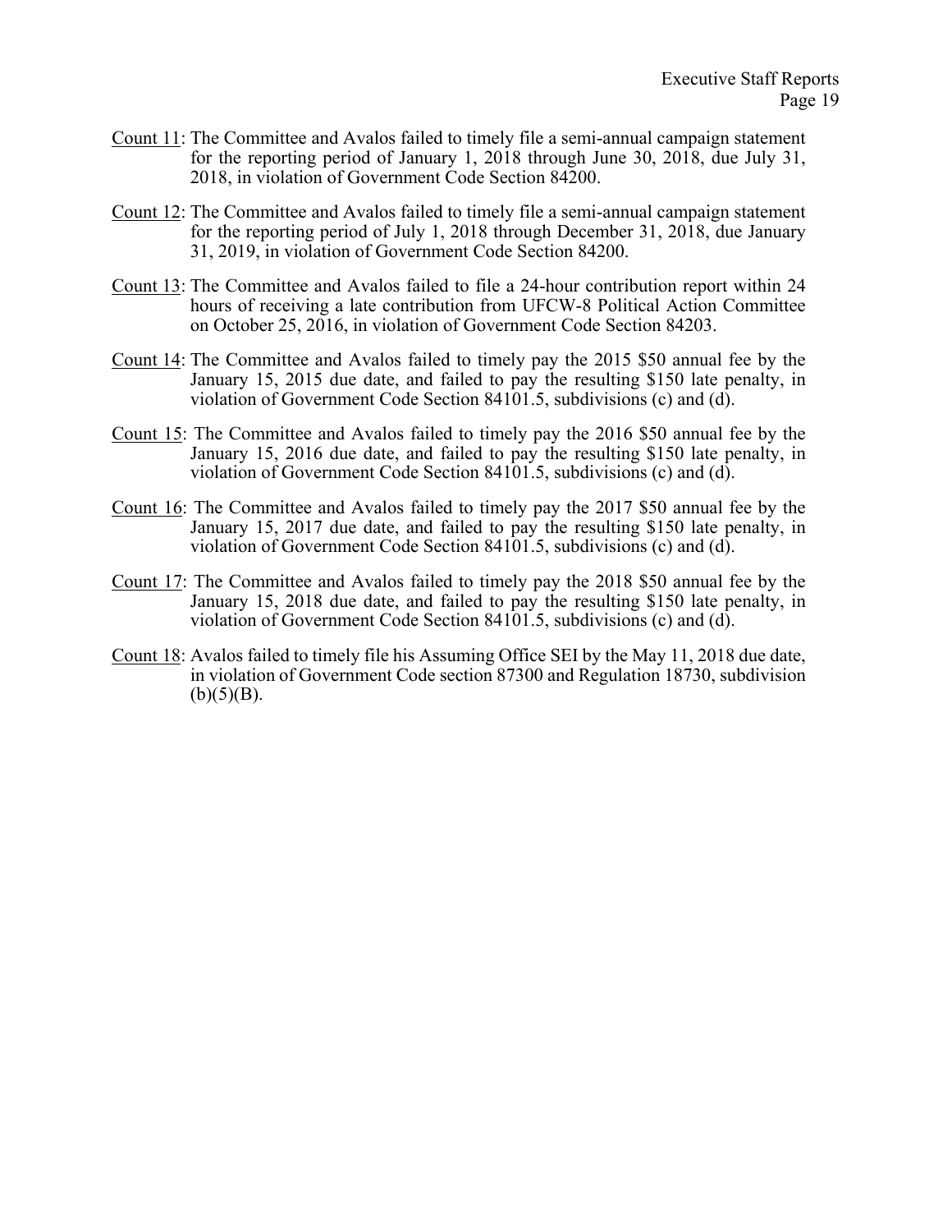Count 11: The Committee and Avalos failed to timely file a semi-annual campaign statement for the reporting period of January 1, 2018 through June 30, 2018, due July 31, 2018, in violation of Government Code Section 84200.

Count 12: The Committee and Avalos failed to timely file a semi-annual campaign statement for the reporting period of July 1, 2018 through December 31, 2018, due January 31, 2019, in violation of Government Code Section 84200.

Count 13: The Committee and Avalos failed to file a 24-hour contribution report within 24 hours of receiving a late contribution from UFCW-8 Political Action Committee on October 25, 2016, in violation of Government Code Section 84203.

Count 14: The Committee and Avalos failed to timely pay the 2015 $50 annual fee by the January 15, 2015 due date, and failed to pay the resulting $150 late penalty, in violation of Government Code Section 84101.5, subdivisions (c) and (d).

Count 15: The Committee and Avalos failed to timely pay the 2016 $50 annual fee by the January 15, 2016 due date, and failed to pay the resulting $150 late penalty, in violation of Government Code Section 84101.5, subdivisions (c) and (d).

Count 16: The Committee and Avalos failed to timely pay the 2017 $50 annual fee by the January 15, 2017 due date, and failed to pay the resulting $150 late penalty, in violation of Government Code Section 84101.5, subdivisions (c) and (d).

Count 17: The Committee and Avalos failed to timely pay the 2018 $50 annual fee by the January 15, 2018 due date, and failed to pay the resulting $150 late penalty, in violation of Government Code Section 84101.5, subdivisions (c) and (d).

Count 18: Avalos failed to timely file his Assuming Office SEI by the May 11, 2018 due date, in violation of Government Code section 87300 and Regulation 18730, subdivision (b)(5)(B).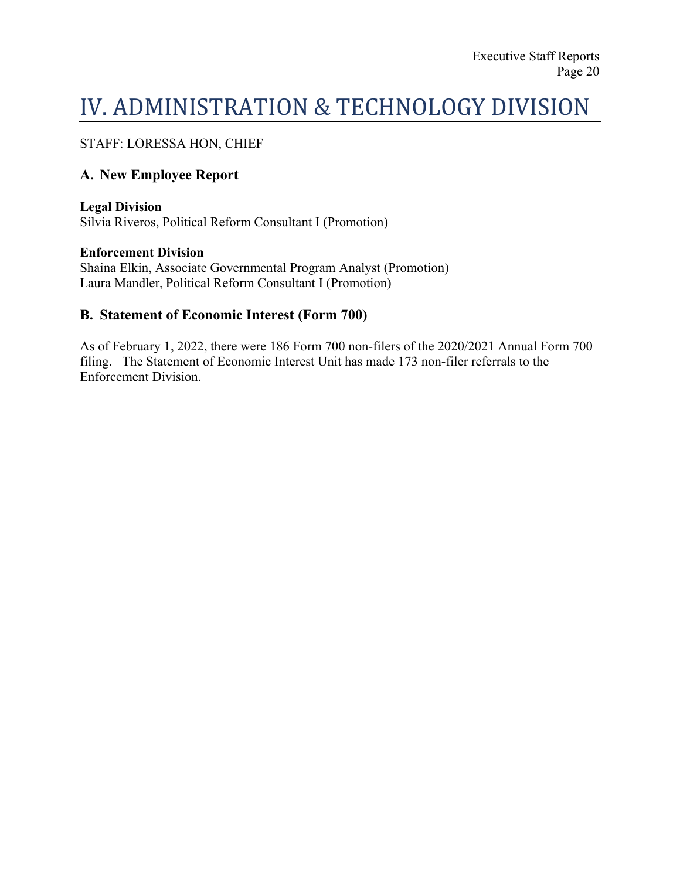# IV. ADMINISTRATION & TECHNOLOGY DIVISION

STAFF: LORESSA HON, CHIEF

## A. New Employee Report

**Legal Division**
Silvia Riveros, Political Reform Consultant I (Promotion)

**Enforcement Division**
Shaina Elkin, Associate Governmental Program Analyst (Promotion)
Laura Mandler, Political Reform Consultant I (Promotion)

## B. Statement of Economic Interest (Form 700)

As of February 1, 2022, there were 186 Form 700 non-filers of the 2020/2021 Annual Form 700 filing. The Statement of Economic Interest Unit has made 173 non-filer referrals to the Enforcement Division.